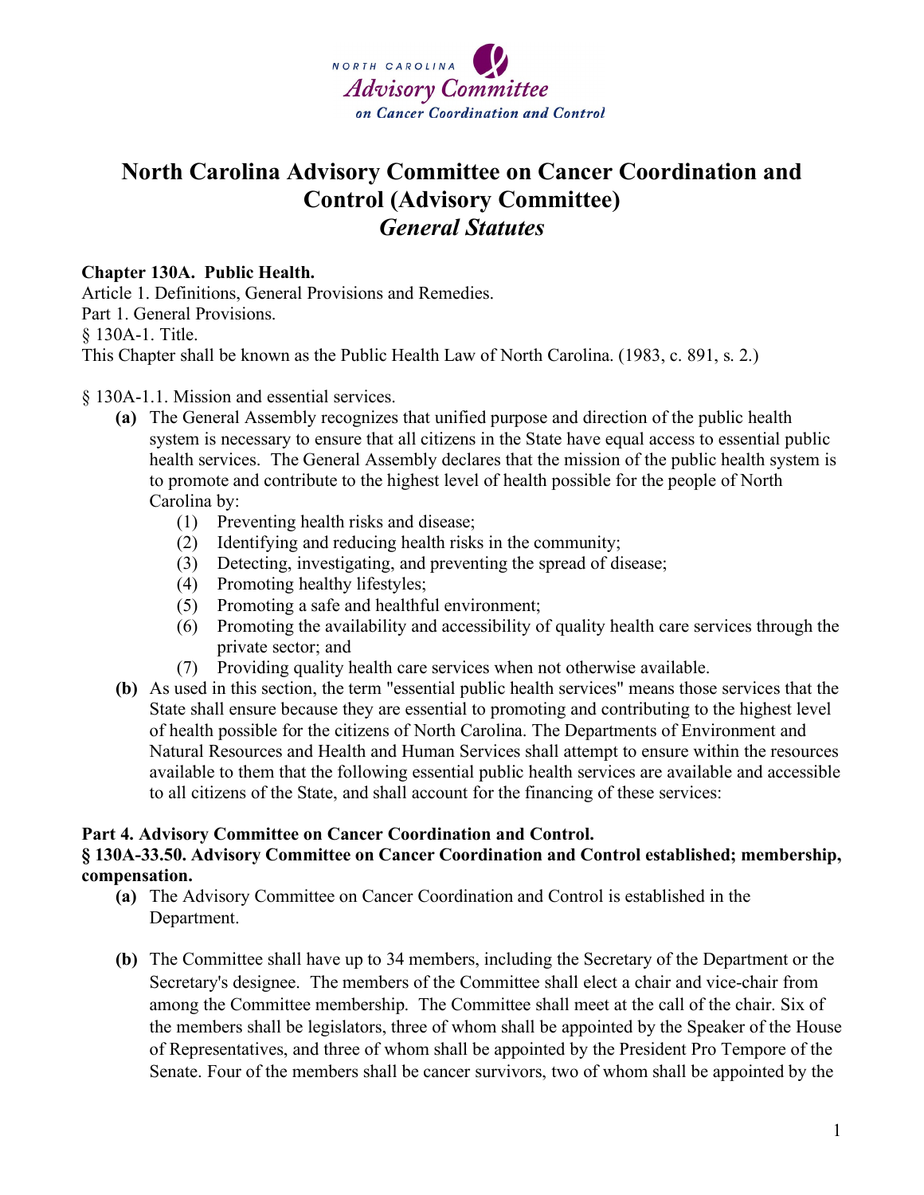NORTH CAROLINA *Advisory Committee* *on Cancer Coordination and Control*

# North Carolina Advisory Committee on Cancer Coordination and Control (Advisory Committee) *General Statutes*

**Chapter 130A. Public Health.**
Article 1. Definitions, General Provisions and Remedies.
Part 1. General Provisions.
§ 130A-1. Title.
This Chapter shall be known as the Public Health Law of North Carolina. (1983, c. 891, s. 2.)

§ 130A-1.1. Mission and essential services.

- **(a)** The General Assembly recognizes that unified purpose and direction of the public health system is necessary to ensure that all citizens in the State have equal access to essential public health services. The General Assembly declares that the mission of the public health system is to promote and contribute to the highest level of health possible for the people of North Carolina by:
  - (1) Preventing health risks and disease;
  - (2) Identifying and reducing health risks in the community;
  - (3) Detecting, investigating, and preventing the spread of disease;
  - (4) Promoting healthy lifestyles;
  - (5) Promoting a safe and healthful environment;
  - (6) Promoting the availability and accessibility of quality health care services through the private sector; and
  - (7) Providing quality health care services when not otherwise available.
- **(b)** As used in this section, the term "essential public health services" means those services that the State shall ensure because they are essential to promoting and contributing to the highest level of health possible for the citizens of North Carolina. The Departments of Environment and Natural Resources and Health and Human Services shall attempt to ensure within the resources available to them that the following essential public health services are available and accessible to all citizens of the State, and shall account for the financing of these services:

**Part 4. Advisory Committee on Cancer Coordination and Control.**
**§ 130A-33.50. Advisory Committee on Cancer Coordination and Control established; membership, compensation.**

- **(a)** The Advisory Committee on Cancer Coordination and Control is established in the Department.
- **(b)** The Committee shall have up to 34 members, including the Secretary of the Department or the Secretary's designee. The members of the Committee shall elect a chair and vice-chair from among the Committee membership. The Committee shall meet at the call of the chair. Six of the members shall be legislators, three of whom shall be appointed by the Speaker of the House of Representatives, and three of whom shall be appointed by the President Pro Tempore of the Senate. Four of the members shall be cancer survivors, two of whom shall be appointed by the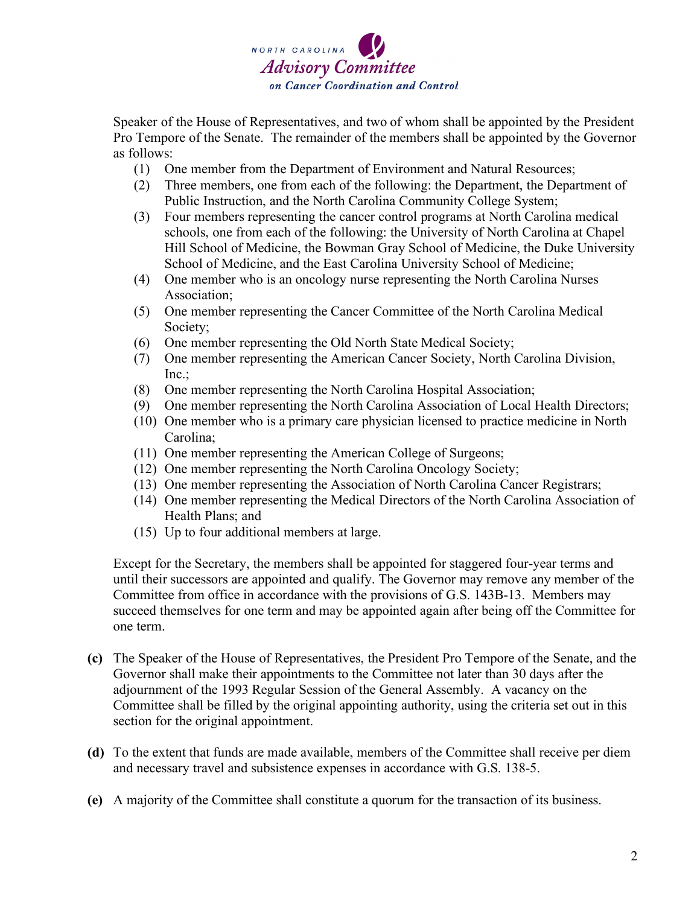Speaker of the House of Representatives, and two of whom shall be appointed by the President Pro Tempore of the Senate. The remainder of the members shall be appointed by the Governor as follows:

(1) One member from the Department of Environment and Natural Resources;
(2) Three members, one from each of the following: the Department, the Department of Public Instruction, and the North Carolina Community College System;
(3) Four members representing the cancer control programs at North Carolina medical schools, one from each of the following: the University of North Carolina at Chapel Hill School of Medicine, the Bowman Gray School of Medicine, the Duke University School of Medicine, and the East Carolina University School of Medicine;
(4) One member who is an oncology nurse representing the North Carolina Nurses Association;
(5) One member representing the Cancer Committee of the North Carolina Medical Society;
(6) One member representing the Old North State Medical Society;
(7) One member representing the American Cancer Society, North Carolina Division, Inc.;
(8) One member representing the North Carolina Hospital Association;
(9) One member representing the North Carolina Association of Local Health Directors;
(10) One member who is a primary care physician licensed to practice medicine in North Carolina;
(11) One member representing the American College of Surgeons;
(12) One member representing the North Carolina Oncology Society;
(13) One member representing the Association of North Carolina Cancer Registrars;
(14) One member representing the Medical Directors of the North Carolina Association of Health Plans; and
(15) Up to four additional members at large.

Except for the Secretary, the members shall be appointed for staggered four-year terms and until their successors are appointed and qualify. The Governor may remove any member of the Committee from office in accordance with the provisions of G.S. 143B-13. Members may succeed themselves for one term and may be appointed again after being off the Committee for one term.

**(c)** The Speaker of the House of Representatives, the President Pro Tempore of the Senate, and the Governor shall make their appointments to the Committee not later than 30 days after the adjournment of the 1993 Regular Session of the General Assembly. A vacancy on the Committee shall be filled by the original appointing authority, using the criteria set out in this section for the original appointment.

**(d)** To the extent that funds are made available, members of the Committee shall receive per diem and necessary travel and subsistence expenses in accordance with G.S. 138-5.

**(e)** A majority of the Committee shall constitute a quorum for the transaction of its business.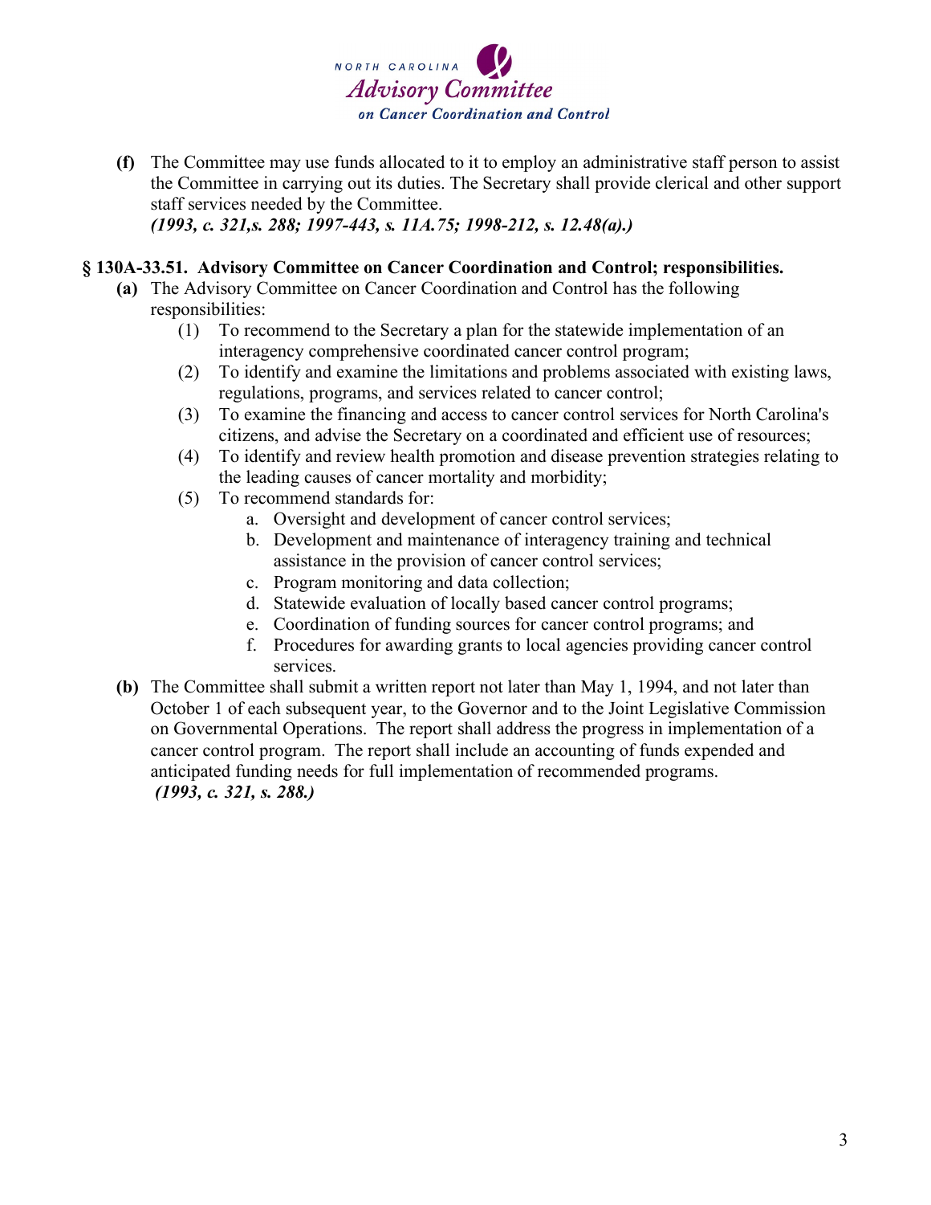**(f)** The Committee may use funds allocated to it to employ an administrative staff person to assist the Committee in carrying out its duties. The Secretary shall provide clerical and other support staff services needed by the Committee.
***(1993, c. 321,s. 288; 1997-443, s. 11A.75; 1998-212, s. 12.48(a).)***

### § 130A-33.51. Advisory Committee on Cancer Coordination and Control; responsibilities.

**(a)** The Advisory Committee on Cancer Coordination and Control has the following responsibilities:

(1) To recommend to the Secretary a plan for the statewide implementation of an interagency comprehensive coordinated cancer control program;

(2) To identify and examine the limitations and problems associated with existing laws, regulations, programs, and services related to cancer control;

(3) To examine the financing and access to cancer control services for North Carolina's citizens, and advise the Secretary on a coordinated and efficient use of resources;

(4) To identify and review health promotion and disease prevention strategies relating to the leading causes of cancer mortality and morbidity;

(5) To recommend standards for:

a. Oversight and development of cancer control services;

b. Development and maintenance of interagency training and technical assistance in the provision of cancer control services;

c. Program monitoring and data collection;

d. Statewide evaluation of locally based cancer control programs;

e. Coordination of funding sources for cancer control programs; and

f. Procedures for awarding grants to local agencies providing cancer control services.

**(b)** The Committee shall submit a written report not later than May 1, 1994, and not later than October 1 of each subsequent year, to the Governor and to the Joint Legislative Commission on Governmental Operations. The report shall address the progress in implementation of a cancer control program. The report shall include an accounting of funds expended and anticipated funding needs for full implementation of recommended programs.
***(1993, c. 321, s. 288.)***